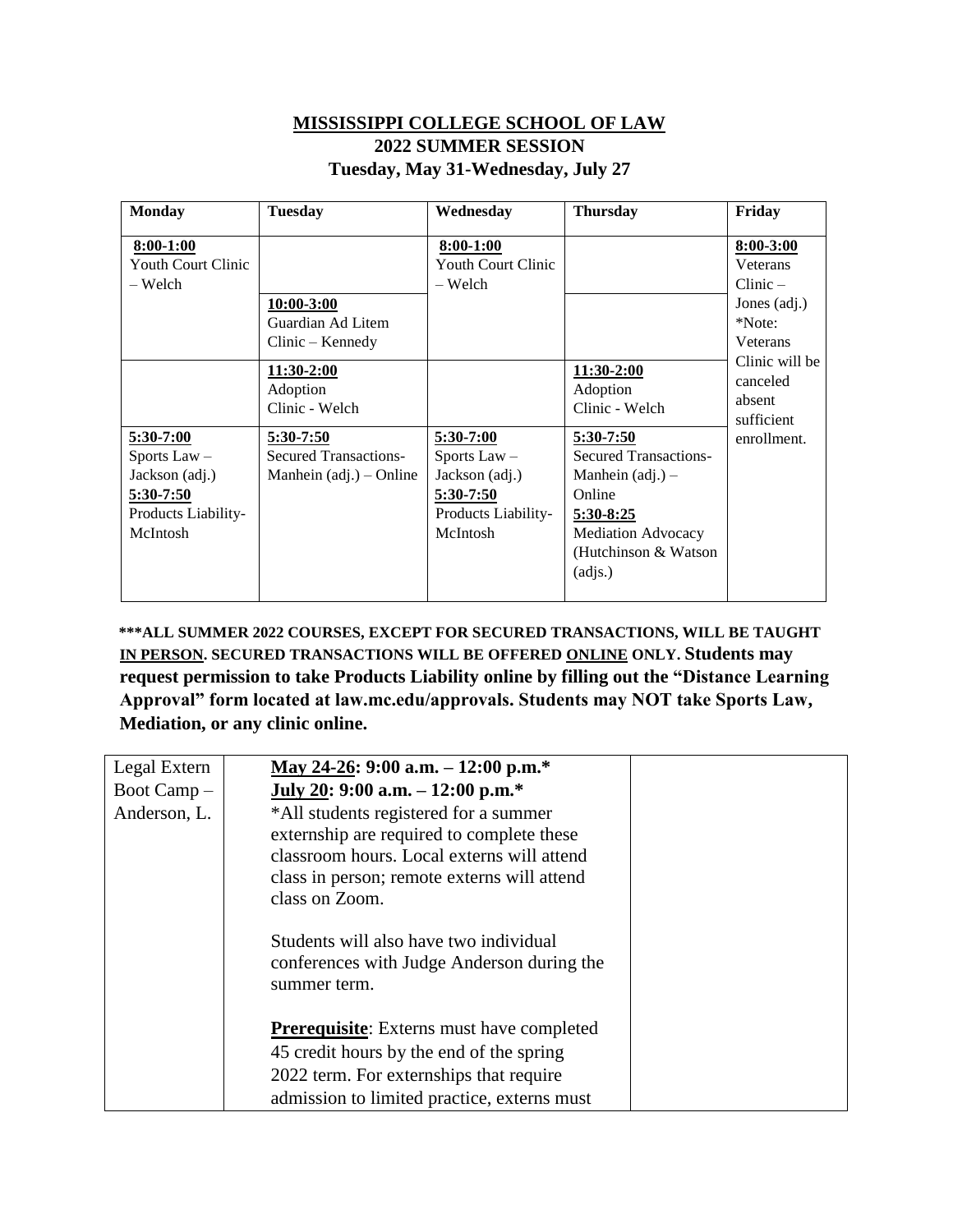# MISSISSIPPI COLLEGE SCHOOL OF LAW
## 2022 SUMMER SESSION
### Tuesday, May 31-Wednesday, July 27

| Monday | Tuesday | Wednesday | Thursday | Friday |
|---|---|---|---|---|
| **8:00-1:00** Youth Court Clinic – Welch | **10:00-3:00** Guardian Ad Litem Clinic – Kennedy | **8:00-1:00** Youth Court Clinic – Welch | | **8:00-3:00** Veterans Clinic – Jones (adj.) *Note: Veterans Clinic will be canceled absent sufficient enrollment. |
| | **11:30-2:00** Adoption Clinic - Welch | | **11:30-2:00** Adoption Clinic - Welch | |
| **5:30-7:00** Sports Law – Jackson (adj.) **5:30-7:50** Products Liability-McIntosh | **5:30-7:50** Secured Transactions-Manhein (adj.) – Online | **5:30-7:00** Sports Law – Jackson (adj.) **5:30-7:50** Products Liability-McIntosh | **5:30-7:50** Secured Transactions-Manhein (adj.) – Online **5:30-8:25** Mediation Advocacy (Hutchinson & Watson (adjs.) | |

**\*\*\*ALL SUMMER 2022 COURSES, EXCEPT FOR SECURED TRANSACTIONS, WILL BE TAUGHT IN PERSON. SECURED TRANSACTIONS WILL BE OFFERED ONLINE ONLY. Students may request permission to take Products Liability online by filling out the "Distance Learning Approval" form located at law.mc.edu/approvals. Students may NOT take Sports Law, Mediation, or any clinic online.**

| | | |
|---|---|---|
| Legal Extern Boot Camp – Anderson, L. | **May 24-26: 9:00 a.m. – 12:00 p.m.\*** **July 20: 9:00 a.m. – 12:00 p.m.\*** *All students registered for a summer externship are required to complete these classroom hours. Local externs will attend class in person; remote externs will attend class on Zoom. <br><br> Students will also have two individual conferences with Judge Anderson during the summer term. <br><br> **Prerequisite**: Externs must have completed 45 credit hours by the end of the spring 2022 term. For externships that require admission to limited practice, externs must | |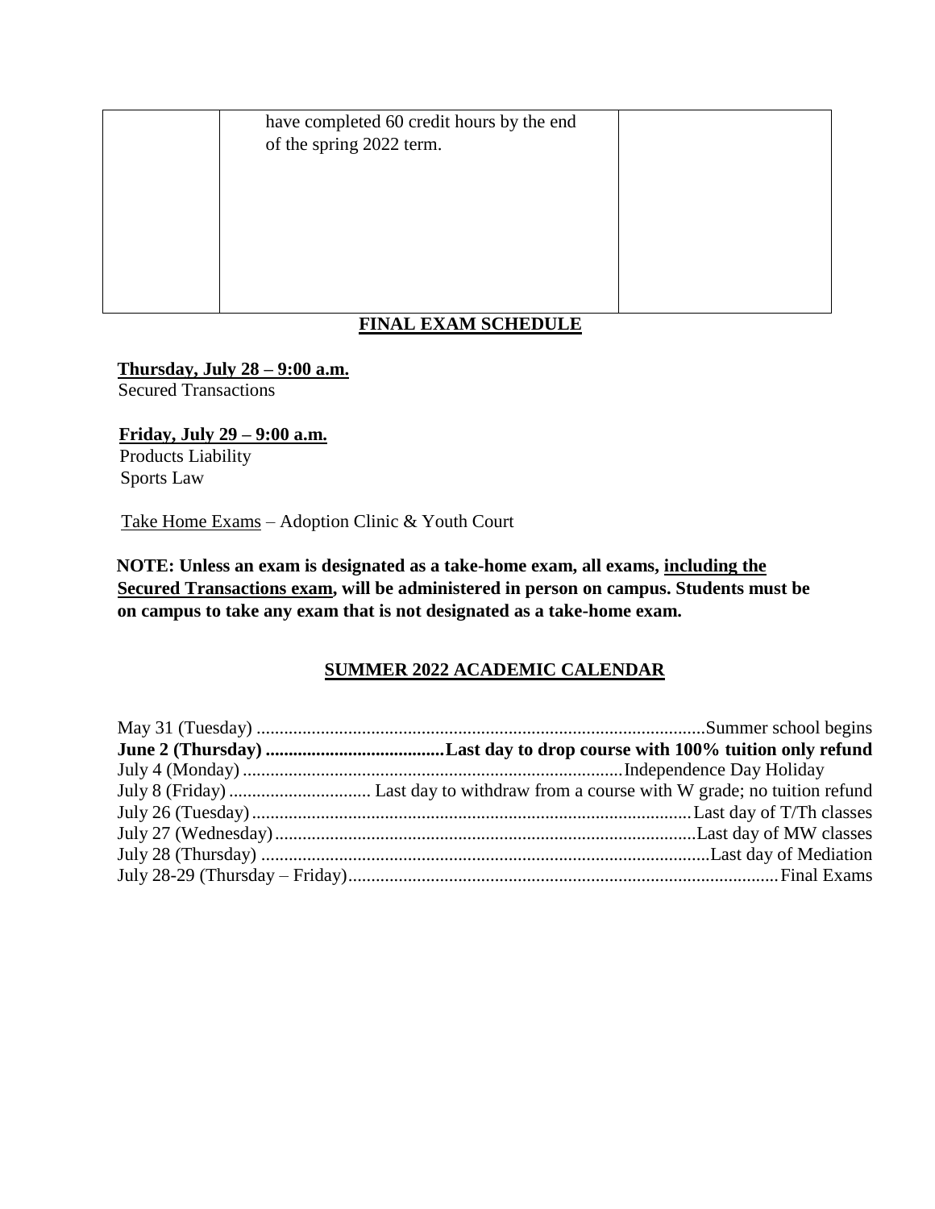| | have completed 60 credit hours by the end of the spring 2022 term. | |
|---|---|---|

## FINAL EXAM SCHEDULE

**Thursday, July 28 – 9:00 a.m.**
Secured Transactions

**Friday, July 29 – 9:00 a.m.**
Products Liability
Sports Law

Take Home Exams – Adoption Clinic & Youth Court

**NOTE: Unless an exam is designated as a take-home exam, all exams, including the Secured Transactions exam, will be administered in person on campus. Students must be on campus to take any exam that is not designated as a take-home exam.**

## SUMMER 2022 ACADEMIC CALENDAR

May 31 (Tuesday) .................................................................................................Summer school begins
**June 2 (Thursday) .......................................Last day to drop course with 100% tuition only refund**
July 4 (Monday) ..................................................................................Independence Day Holiday
July 8 (Friday) .............................. Last day to withdraw from a course with W grade; no tuition refund
July 26 (Tuesday)...............................................................................................Last day of T/Th classes
July 27 (Wednesday)...........................................................................................Last day of MW classes
July 28 (Thursday) .................................................................................................Last day of Mediation
July 28-29 (Thursday – Friday).............................................................................................Final Exams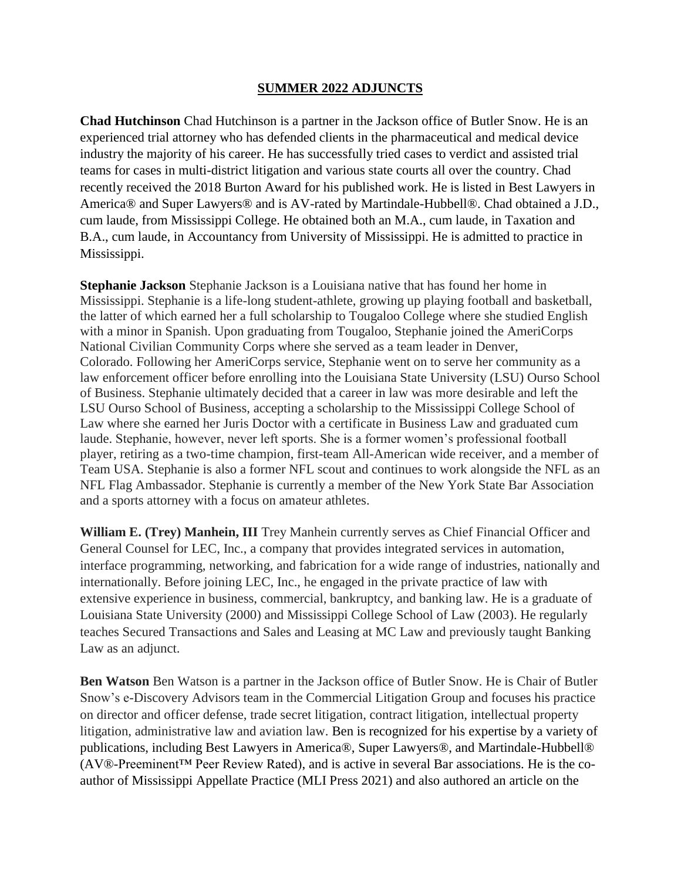## SUMMER 2022 ADJUNCTS

**Chad Hutchinson** Chad Hutchinson is a partner in the Jackson office of Butler Snow. He is an experienced trial attorney who has defended clients in the pharmaceutical and medical device industry the majority of his career. He has successfully tried cases to verdict and assisted trial teams for cases in multi-district litigation and various state courts all over the country. Chad recently received the 2018 Burton Award for his published work. He is listed in Best Lawyers in America® and Super Lawyers® and is AV-rated by Martindale-Hubbell®. Chad obtained a J.D., cum laude, from Mississippi College. He obtained both an M.A., cum laude, in Taxation and B.A., cum laude, in Accountancy from University of Mississippi. He is admitted to practice in Mississippi.

**Stephanie Jackson** Stephanie Jackson is a Louisiana native that has found her home in Mississippi. Stephanie is a life-long student-athlete, growing up playing football and basketball, the latter of which earned her a full scholarship to Tougaloo College where she studied English with a minor in Spanish. Upon graduating from Tougaloo, Stephanie joined the AmeriCorps National Civilian Community Corps where she served as a team leader in Denver, Colorado. Following her AmeriCorps service, Stephanie went on to serve her community as a law enforcement officer before enrolling into the Louisiana State University (LSU) Ourso School of Business. Stephanie ultimately decided that a career in law was more desirable and left the LSU Ourso School of Business, accepting a scholarship to the Mississippi College School of Law where she earned her Juris Doctor with a certificate in Business Law and graduated cum laude. Stephanie, however, never left sports. She is a former women's professional football player, retiring as a two-time champion, first-team All-American wide receiver, and a member of Team USA. Stephanie is also a former NFL scout and continues to work alongside the NFL as an NFL Flag Ambassador. Stephanie is currently a member of the New York State Bar Association and a sports attorney with a focus on amateur athletes.

**William E. (Trey) Manhein, III** Trey Manhein currently serves as Chief Financial Officer and General Counsel for LEC, Inc., a company that provides integrated services in automation, interface programming, networking, and fabrication for a wide range of industries, nationally and internationally. Before joining LEC, Inc., he engaged in the private practice of law with extensive experience in business, commercial, bankruptcy, and banking law. He is a graduate of Louisiana State University (2000) and Mississippi College School of Law (2003). He regularly teaches Secured Transactions and Sales and Leasing at MC Law and previously taught Banking Law as an adjunct.

**Ben Watson** Ben Watson is a partner in the Jackson office of Butler Snow. He is Chair of Butler Snow's e-Discovery Advisors team in the Commercial Litigation Group and focuses his practice on director and officer defense, trade secret litigation, contract litigation, intellectual property litigation, administrative law and aviation law. Ben is recognized for his expertise by a variety of publications, including Best Lawyers in America®, Super Lawyers®, and Martindale-Hubbell® (AV®-Preeminent™ Peer Review Rated), and is active in several Bar associations. He is the co-author of Mississippi Appellate Practice (MLI Press 2021) and also authored an article on the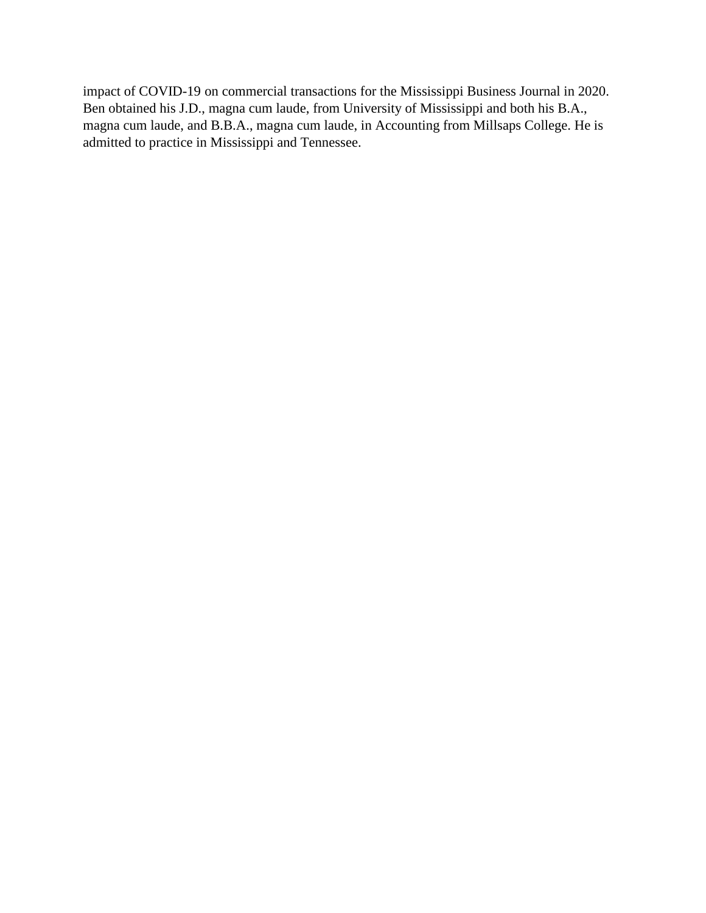impact of COVID-19 on commercial transactions for the Mississippi Business Journal in 2020. Ben obtained his J.D., magna cum laude, from University of Mississippi and both his B.A., magna cum laude, and B.B.A., magna cum laude, in Accounting from Millsaps College. He is admitted to practice in Mississippi and Tennessee.